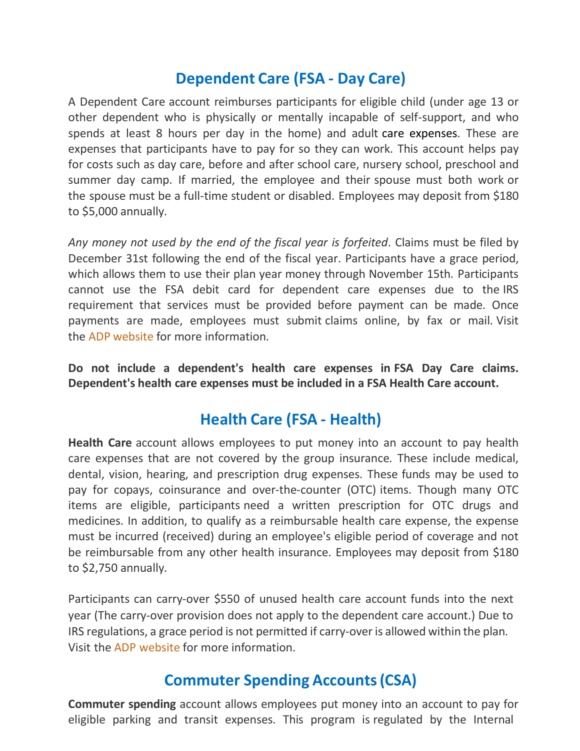## Dependent Care (FSA - Day Care)

A Dependent Care account reimburses participants for eligible child (under age 13 or other dependent who is physically or mentally incapable of self-support, and who spends at least 8 hours per day in the home) and adult care expenses. These are expenses that participants have to pay for so they can work. This account helps pay for costs such as day care, before and after school care, nursery school, preschool and summer day camp. If married, the employee and their spouse must both work or the spouse must be a full-time student or disabled. Employees may deposit from $180 to $5,000 annually.

*Any money not used by the end of the fiscal year is forfeited*. Claims must be filed by December 31st following the end of the fiscal year. Participants have a grace period, which allows them to use their plan year money through November 15th. Participants cannot use the FSA debit card for dependent care expenses due to the IRS requirement that services must be provided before payment can be made. Once payments are made, employees must submit claims online, by fax or mail. Visit the ADP website for more information.

**Do not include a dependent's health care expenses in FSA Day Care claims. Dependent's health care expenses must be included in a FSA Health Care account.**

## Health Care (FSA - Health)

**Health Care** account allows employees to put money into an account to pay health care expenses that are not covered by the group insurance. These include medical, dental, vision, hearing, and prescription drug expenses. These funds may be used to pay for copays, coinsurance and over-the-counter (OTC) items. Though many OTC items are eligible, participants need a written prescription for OTC drugs and medicines. In addition, to qualify as a reimbursable health care expense, the expense must be incurred (received) during an employee's eligible period of coverage and not be reimbursable from any other health insurance. Employees may deposit from $180 to $2,750 annually.

Participants can carry-over $550 of unused health care account funds into the next year (The carry-over provision does not apply to the dependent care account.) Due to IRS regulations, a grace period is not permitted if carry-over is allowed within the plan. Visit the ADP website for more information.

## Commuter Spending Accounts (CSA)

**Commuter spending** account allows employees put money into an account to pay for eligible parking and transit expenses. This program is regulated by the Internal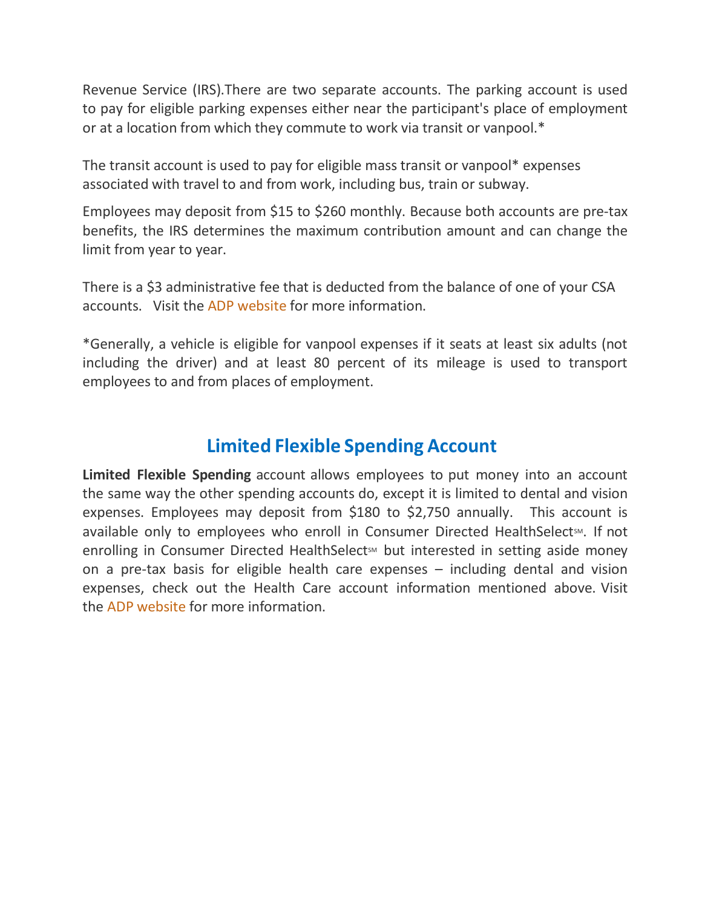Revenue Service (IRS).There are two separate accounts. The parking account is used to pay for eligible parking expenses either near the participant's place of employment or at a location from which they commute to work via transit or vanpool.*

The transit account is used to pay for eligible mass transit or vanpool* expenses associated with travel to and from work, including bus, train or subway.

Employees may deposit from $15 to $260 monthly. Because both accounts are pre-tax benefits, the IRS determines the maximum contribution amount and can change the limit from year to year.

There is a $3 administrative fee that is deducted from the balance of one of your CSA accounts. Visit the ADP website for more information.

*Generally, a vehicle is eligible for vanpool expenses if it seats at least six adults (not including the driver) and at least 80 percent of its mileage is used to transport employees to and from places of employment.

## Limited Flexible Spending Account

**Limited Flexible Spending** account allows employees to put money into an account the same way the other spending accounts do, except it is limited to dental and vision expenses. Employees may deposit from $180 to $2,750 annually. This account is available only to employees who enroll in Consumer Directed HealthSelect℠. If not enrolling in Consumer Directed HealthSelect℠ but interested in setting aside money on a pre-tax basis for eligible health care expenses – including dental and vision expenses, check out the Health Care account information mentioned above. Visit the ADP website for more information.